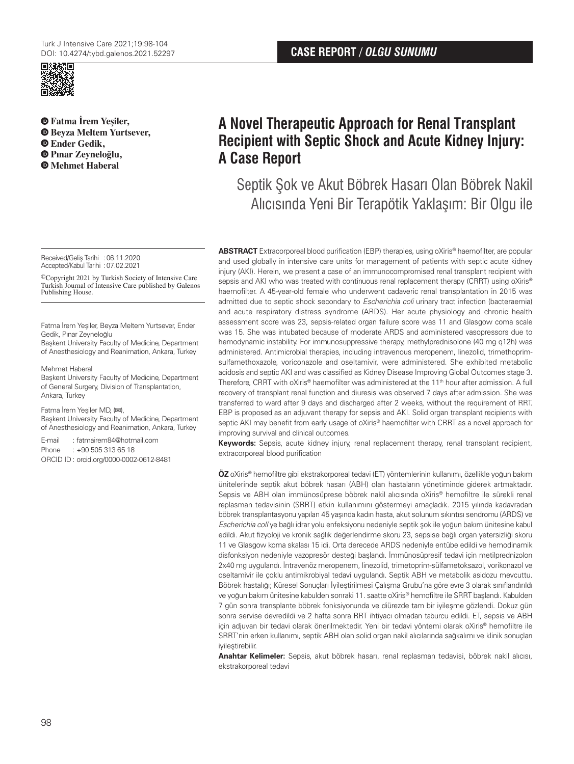CASE REPORT / *OLGU SUNUMU*

**Fatma İrem Yeşiler,**
**Beyza Meltem Yurtsever,**
**Ender Gedik,**
**Pınar Zeyneloğlu,**
**Mehmet Haberal**

# A Novel Therapeutic Approach for Renal Transplant Recipient with Septic Shock and Acute Kidney Injury: A Case Report

## Septik Şok ve Akut Böbrek Hasarı Olan Böbrek Nakil Alıcısında Yeni Bir Terapötik Yaklaşım: Bir Olgu ile

Received/Geliş Tarihi : 06.11.2020
Accepted/Kabul Tarihi : 07.02.2021

©Copyright 2021 by Turkish Society of Intensive Care
Turkish Journal of Intensive Care published by Galenos Publishing House.

Fatma İrem Yeşiler, Beyza Meltem Yurtsever, Ender Gedik, Pınar Zeyneloğlu
Başkent University Faculty of Medicine, Department of Anesthesiology and Reanimation, Ankara, Turkey

Mehmet Haberal
Başkent University Faculty of Medicine, Department of General Surgery, Division of Transplantation, Ankara, Turkey

Fatma İrem Yeşiler MD, (✉),
Başkent University Faculty of Medicine, Department of Anesthesiology and Reanimation, Ankara, Turkey

E-mail : fatmairem84@hotmail.com
Phone : +90 505 313 65 18
ORCID ID : orcid.org/0000-0002-0612-8481

**ABSTRACT** Extracorporeal blood purification (EBP) therapies, using oXiris® haemofilter, are popular and used globally in intensive care units for management of patients with septic acute kidney injury (AKI). Herein, we present a case of an immunocompromised renal transplant recipient with sepsis and AKI who was treated with continuous renal replacement therapy (CRRT) using oXiris® haemofilter. A 45-year-old female who underwent cadaveric renal transplantation in 2015 was admitted due to septic shock secondary to *Escherichia coli* urinary tract infection (bacteraemia) and acute respiratory distress syndrome (ARDS). Her acute physiology and chronic health assessment score was 23, sepsis-related organ failure score was 11 and Glasgow coma scale was 15. She was intubated because of moderate ARDS and administered vasopressors due to hemodynamic instability. For immunosuppressive therapy, methylprednisolone (40 mg q12h) was administered. Antimicrobial therapies, including intravenous meropenem, linezolid, trimethoprim-sulfamethoxazole, voriconazole and oseltamivir, were administered. She exhibited metabolic acidosis and septic AKI and was classified as Kidney Disease Improving Global Outcomes stage 3. Therefore, CRRT with oXiris® haemofilter was administered at the 11th hour after admission. A full recovery of transplant renal function and diuresis was observed 7 days after admission. She was transferred to ward after 9 days and discharged after 2 weeks, without the requirement of RRT. EBP is proposed as an adjuvant therapy for sepsis and AKI. Solid organ transplant recipients with septic AKI may benefit from early usage of oXiris® haemofilter with CRRT as a novel approach for improving survival and clinical outcomes.

**Keywords:** Sepsis, acute kidney injury, renal replacement therapy, renal transplant recipient, extracorporeal blood purification

**ÖZ** oXiris® hemofiltre gibi ekstrakorporeal tedavi (ET) yöntemlerinin kullanımı, özellikle yoğun bakım ünitelerinde septik akut böbrek hasarı (ABH) olan hastaların yönetiminde giderek artmaktadır. Sepsis ve ABH olan immünosüprese böbrek nakil alıcısında oXiris® hemofiltre ile sürekli renal replasman tedavisinin (SRRT) etkin kullanımını göstermeyi amaçladık. 2015 yılında kadavradan böbrek transplantasyonu yapılan 45 yaşında kadın hasta, akut solunum sıkıntısı sendromu (ARDS) ve *Escherichia coli*'ye bağlı idrar yolu enfeksiyonu nedeniyle septik şok ile yoğun bakım ünitesine kabul edildi. Akut fizyoloji ve kronik sağlık değerlendirme skoru 23, sepsise bağlı organ yetersizliği skoru 11 ve Glasgow koma skalası 15 idi. Orta derecede ARDS nedeniyle entübe edildi ve hemodinamik disfonksiyon nedeniyle vazopresör desteği başlandı. İmmünosüpresif tedavi için metilprednizolon 2x40 mg uygulandı. İntravenöz meropenem, linezolid, trimetoprim-sülfametoksazol, vorikonazol ve oseltamivir ile çoklu antimikrobiyal tedavi uygulandı. Septik ABH ve metabolik asidozu mevcuttu. Böbrek hastalığı; Küresel Sonuçları İyileştirilmesi Çalışma Grubu'na göre evre 3 olarak sınıflandırıldı ve yoğun bakım ünitesine kabulden sonraki 11. saatte oXiris® hemofiltre ile SRRT başlandı. Kabulden 7 gün sonra transplante böbrek fonksiyonunda ve diürezde tam bir iyileşme gözlendi. Dokuz gün sonra servise devredildi ve 2 hafta sonra RRT ihtiyacı olmadan taburcu edildi. ET, sepsis ve ABH için adjuvan bir tedavi olarak önerilmektedir. Yeni bir tedavi yöntemi olarak oXiris® hemofiltre ile SRRT'nin erken kullanımı, septik ABH olan solid organ nakil alıcılarında sağkalımı ve klinik sonuçları iyileştirebilir.

**Anahtar Kelimeler:** Sepsis, akut böbrek hasarı, renal replasman tedavisi, böbrek nakil alıcısı, ekstrakorporeal tedavi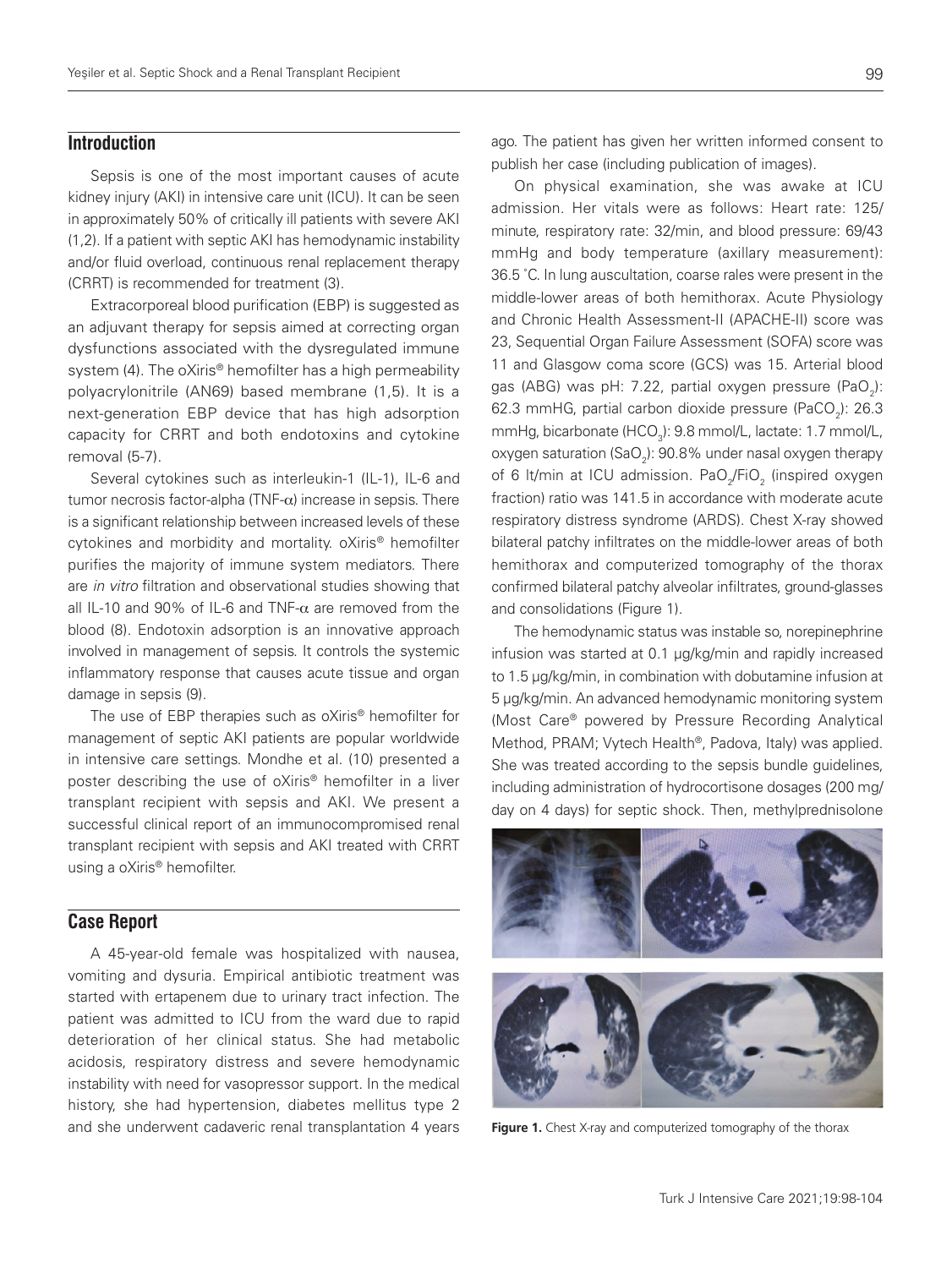## Introduction

Sepsis is one of the most important causes of acute kidney injury (AKI) in intensive care unit (ICU). It can be seen in approximately 50% of critically ill patients with severe AKI (1,2). If a patient with septic AKI has hemodynamic instability and/or fluid overload, continuous renal replacement therapy (CRRT) is recommended for treatment (3).

Extracorporeal blood purification (EBP) is suggested as an adjuvant therapy for sepsis aimed at correcting organ dysfunctions associated with the dysregulated immune system (4). The oXiris® hemofilter has a high permeability polyacrylonitrile (AN69) based membrane (1,5). It is a next-generation EBP device that has high adsorption capacity for CRRT and both endotoxins and cytokine removal (5-7).

Several cytokines such as interleukin-1 (IL-1), IL-6 and tumor necrosis factor-alpha (TNF-$\alpha$) increase in sepsis. There is a significant relationship between increased levels of these cytokines and morbidity and mortality. oXiris® hemofilter purifies the majority of immune system mediators. There are *in vitro* filtration and observational studies showing that all IL-10 and 90% of IL-6 and TNF-$\alpha$ are removed from the blood (8). Endotoxin adsorption is an innovative approach involved in management of sepsis. It controls the systemic inflammatory response that causes acute tissue and organ damage in sepsis (9).

The use of EBP therapies such as oXiris® hemofilter for management of septic AKI patients are popular worldwide in intensive care settings. Mondhe et al. (10) presented a poster describing the use of oXiris® hemofilter in a liver transplant recipient with sepsis and AKI. We present a successful clinical report of an immunocompromised renal transplant recipient with sepsis and AKI treated with CRRT using a oXiris® hemofilter.

## Case Report

A 45-year-old female was hospitalized with nausea, vomiting and dysuria. Empirical antibiotic treatment was started with ertapenem due to urinary tract infection. The patient was admitted to ICU from the ward due to rapid deterioration of her clinical status. She had metabolic acidosis, respiratory distress and severe hemodynamic instability with need for vasopressor support. In the medical history, she had hypertension, diabetes mellitus type 2 and she underwent cadaveric renal transplantation 4 years ago. The patient has given her written informed consent to publish her case (including publication of images).

On physical examination, she was awake at ICU admission. Her vitals were as follows: Heart rate: 125/minute, respiratory rate: 32/min, and blood pressure: 69/43 mmHg and body temperature (axillary measurement): 36.5 °C. In lung auscultation, coarse rales were present in the middle-lower areas of both hemithorax. Acute Physiology and Chronic Health Assessment-II (APACHE-II) score was 23, Sequential Organ Failure Assessment (SOFA) score was 11 and Glasgow coma score (GCS) was 15. Arterial blood gas (ABG) was pH: 7.22, partial oxygen pressure ($PaO_2$): 62.3 mmHG, partial carbon dioxide pressure ($PaCO_2$): 26.3 mmHg, bicarbonate ($HCO_3$): 9.8 mmol/L, lactate: 1.7 mmol/L, oxygen saturation ($SaO_2$): 90.8% under nasal oxygen therapy of 6 lt/min at ICU admission. $PaO_2/FiO_2$ (inspired oxygen fraction) ratio was 141.5 in accordance with moderate acute respiratory distress syndrome (ARDS). Chest X-ray showed bilateral patchy infiltrates on the middle-lower areas of both hemithorax and computerized tomography of the thorax confirmed bilateral patchy alveolar infiltrates, ground-glasses and consolidations (Figure 1).

The hemodynamic status was instable so, norepinephrine infusion was started at 0.1 µg/kg/min and rapidly increased to 1.5 µg/kg/min, in combination with dobutamine infusion at 5 µg/kg/min. An advanced hemodynamic monitoring system (Most Care® powered by Pressure Recording Analytical Method, PRAM; Vytech Health®, Padova, Italy) was applied. She was treated according to the sepsis bundle guidelines, including administration of hydrocortisone dosages (200 mg/day on 4 days) for septic shock. Then, methylprednisolone

**Figure 1.** Chest X-ray and computerized tomography of the thorax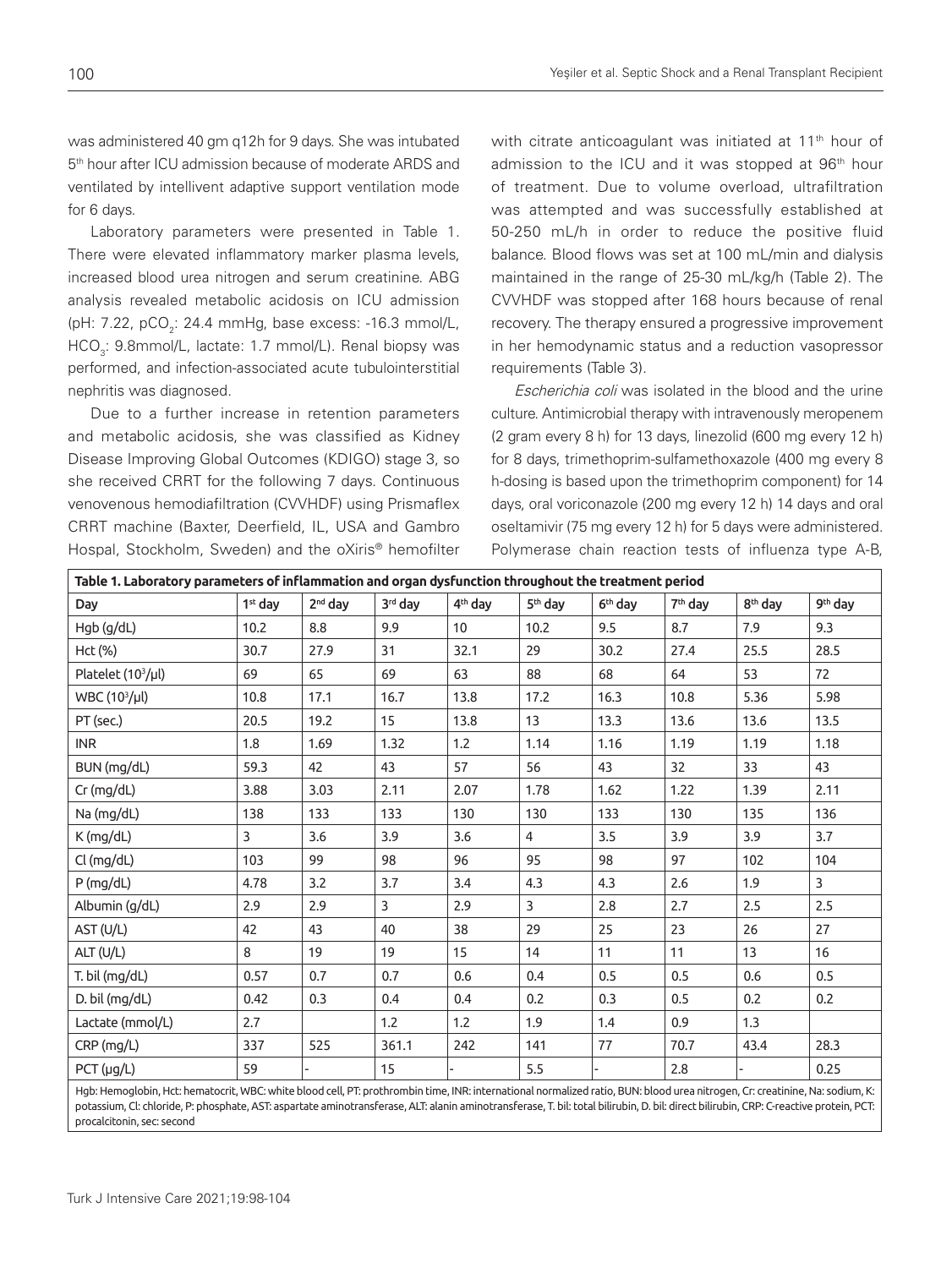was administered 40 gm q12h for 9 days. She was intubated 5[th] hour after ICU admission because of moderate ARDS and ventilated by intellivent adaptive support ventilation mode for 6 days.

Laboratory parameters were presented in Table 1. There were elevated inflammatory marker plasma levels, increased blood urea nitrogen and serum creatinine. ABG analysis revealed metabolic acidosis on ICU admission (pH: 7.22, $pCO_2$: 24.4 mmHg, base excess: -16.3 mmol/L, $HCO_3$: 9.8mmol/L, lactate: 1.7 mmol/L). Renal biopsy was performed, and infection-associated acute tubulointerstitial nephritis was diagnosed.

Due to a further increase in retention parameters and metabolic acidosis, she was classified as Kidney Disease Improving Global Outcomes (KDIGO) stage 3, so she received CRRT for the following 7 days. Continuous venovenous hemodiafiltration (CVVHDF) using Prismaflex CRRT machine (Baxter, Deerfield, IL, USA and Gambro Hospal, Stockholm, Sweden) and the oXiris® hemofilter with citrate anticoagulant was initiated at 11[th] hour of admission to the ICU and it was stopped at 96[th] hour of treatment. Due to volume overload, ultrafiltration was attempted and was successfully established at 50-250 mL/h in order to reduce the positive fluid balance. Blood flows was set at 100 mL/min and dialysis maintained in the range of 25-30 mL/kg/h (Table 2). The CVVHDF was stopped after 168 hours because of renal recovery. The therapy ensured a progressive improvement in her hemodynamic status and a reduction vasopressor requirements (Table 3).

*Escherichia coli* was isolated in the blood and the urine culture. Antimicrobial therapy with intravenously meropenem (2 gram every 8 h) for 13 days, linezolid (600 mg every 12 h) for 8 days, trimethoprim-sulfamethoxazole (400 mg every 8 h-dosing is based upon the trimethoprim component) for 14 days, oral voriconazole (200 mg every 12 h) 14 days and oral oseltamivir (75 mg every 12 h) for 5 days were administered. Polymerase chain reaction tests of influenza type A-B,

**Table 1. Laboratory parameters of inflammation and organ dysfunction throughout the treatment period**

| Day | 1st day | 2nd day | 3rd day | 4th day | 5th day | 6th day | 7th day | 8th day | 9th day |
|---|---|---|---|---|---|---|---|---|---|
| Hgb (g/dL) | 10.2 | 8.8 | 9.9 | 10 | 10.2 | 9.5 | 8.7 | 7.9 | 9.3 |
| Hct (%) | 30.7 | 27.9 | 31 | 32.1 | 29 | 30.2 | 27.4 | 25.5 | 28.5 |
| Platelet ($10^3$/μl) | 69 | 65 | 69 | 63 | 88 | 68 | 64 | 53 | 72 |
| WBC ($10^3$/μl) | 10.8 | 17.1 | 16.7 | 13.8 | 17.2 | 16.3 | 10.8 | 5.36 | 5.98 |
| PT (sec.) | 20.5 | 19.2 | 15 | 13.8 | 13 | 13.3 | 13.6 | 13.6 | 13.5 |
| INR | 1.8 | 1.69 | 1.32 | 1.2 | 1.14 | 1.16 | 1.19 | 1.19 | 1.18 |
| BUN (mg/dL) | 59.3 | 42 | 43 | 57 | 56 | 43 | 32 | 33 | 43 |
| Cr (mg/dL) | 3.88 | 3.03 | 2.11 | 2.07 | 1.78 | 1.62 | 1.22 | 1.39 | 2.11 |
| Na (mg/dL) | 138 | 133 | 133 | 130 | 130 | 133 | 130 | 135 | 136 |
| K (mg/dL) | 3 | 3.6 | 3.9 | 3.6 | 4 | 3.5 | 3.9 | 3.9 | 3.7 |
| Cl (mg/dL) | 103 | 99 | 98 | 96 | 95 | 98 | 97 | 102 | 104 |
| P (mg/dL) | 4.78 | 3.2 | 3.7 | 3.4 | 4.3 | 4.3 | 2.6 | 1.9 | 3 |
| Albumin (g/dL) | 2.9 | 2.9 | 3 | 2.9 | 3 | 2.8 | 2.7 | 2.5 | 2.5 |
| AST (U/L) | 42 | 43 | 40 | 38 | 29 | 25 | 23 | 26 | 27 |
| ALT (U/L) | 8 | 19 | 19 | 15 | 14 | 11 | 11 | 13 | 16 |
| T. bil (mg/dL) | 0.57 | 0.7 | 0.7 | 0.6 | 0.4 | 0.5 | 0.5 | 0.6 | 0.5 |
| D. bil (mg/dL) | 0.42 | 0.3 | 0.4 | 0.4 | 0.2 | 0.3 | 0.5 | 0.2 | 0.2 |
| Lactate (mmol/L) | 2.7 | | 1.2 | 1.2 | 1.9 | 1.4 | 0.9 | 1.3 | |
| CRP (mg/L) | 337 | 525 | 361.1 | 242 | 141 | 77 | 70.7 | 43.4 | 28.3 |
| PCT (μg/L) | 59 | - | 15 | - | 5.5 | - | 2.8 | - | 0.25 |

Hgb: Hemoglobin, Hct: hematocrit, WBC: white blood cell, PT: prothrombin time, INR: international normalized ratio, BUN: blood urea nitrogen, Cr: creatinine, Na: sodium, K: potassium, Cl: chloride, P: phosphate, AST: aspartate aminotransferase, ALT: alanin aminotransferase, T. bil: total bilirubin, D. bil: direct bilirubin, CRP: C-reactive protein, PCT: procalcitonin, sec: second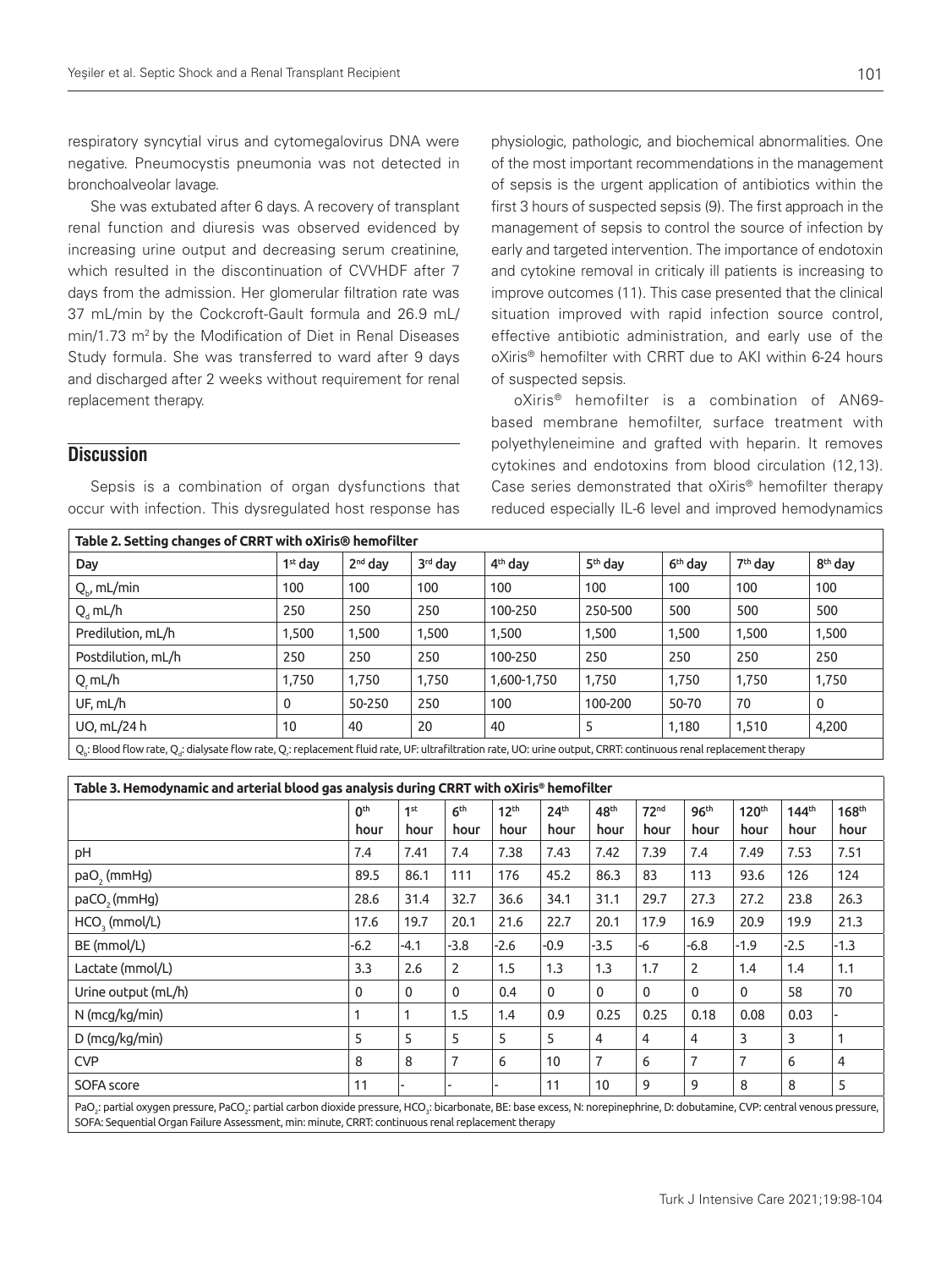respiratory syncytial virus and cytomegalovirus DNA were negative. Pneumocystis pneumonia was not detected in bronchoalveolar lavage.

She was extubated after 6 days. A recovery of transplant renal function and diuresis was observed evidenced by increasing urine output and decreasing serum creatinine, which resulted in the discontinuation of CVVHDF after 7 days from the admission. Her glomerular filtration rate was 37 mL/min by the Cockcroft-Gault formula and 26.9 mL/min/1.73 $m^2$ by the Modification of Diet in Renal Diseases Study formula. She was transferred to ward after 9 days and discharged after 2 weeks without requirement for renal replacement therapy.

## Discussion

Sepsis is a combination of organ dysfunctions that occur with infection. This dysregulated host response has physiologic, pathologic, and biochemical abnormalities. One of the most important recommendations in the management of sepsis is the urgent application of antibiotics within the first 3 hours of suspected sepsis (9). The first approach in the management of sepsis to control the source of infection by early and targeted intervention. The importance of endotoxin and cytokine removal in criticaly ill patients is increasing to improve outcomes (11). This case presented that the clinical situation improved with rapid infection source control, effective antibiotic administration, and early use of the oXiris® hemofilter with CRRT due to AKI within 6-24 hours of suspected sepsis.

oXiris® hemofilter is a combination of AN69-based membrane hemofilter, surface treatment with polyethyleneimine and grafted with heparin. It removes cytokines and endotoxins from blood circulation (12,13). Case series demonstrated that oXiris® hemofilter therapy reduced especially IL-6 level and improved hemodynamics

**Table 2. Setting changes of CRRT with oXiris® hemofilter**

| Day | 1st day | 2nd day | 3rd day | 4th day | 5th day | 6th day | 7th day | 8th day |
|---|---|---|---|---|---|---|---|---|
| $Q_b$, mL/min | 100 | 100 | 100 | 100 | 100 | 100 | 100 | 100 |
| $Q_d$ mL/h | 250 | 250 | 250 | 100-250 | 250-500 | 500 | 500 | 500 |
| Predilution, mL/h | 1,500 | 1,500 | 1,500 | 1,500 | 1,500 | 1,500 | 1,500 | 1,500 |
| Postdilution, mL/h | 250 | 250 | 250 | 100-250 | 250 | 250 | 250 | 250 |
| $Q_r$ mL/h | 1,750 | 1,750 | 1,750 | 1,600-1,750 | 1,750 | 1,750 | 1,750 | 1,750 |
| UF, mL/h | 0 | 50-250 | 250 | 100 | 100-200 | 50-70 | 70 | 0 |
| UO, mL/24 h | 10 | 40 | 20 | 40 | 5 | 1,180 | 1,510 | 4,200 |

$Q_b$: Blood flow rate, $Q_d$: dialysate flow rate, $Q_r$: replacement fluid rate, UF: ultrafiltration rate, UO: urine output, CRRT: continuous renal replacement therapy

**Table 3. Hemodynamic and arterial blood gas analysis during CRRT with oXiris® hemofilter**

| | 0th hour | 1st hour | 6th hour | 12th hour | 24th hour | 48th hour | 72nd hour | 96th hour | 120th hour | 144th hour | 168th hour |
|---|---|---|---|---|---|---|---|---|---|---|---|
| pH | 7.4 | 7.41 | 7.4 | 7.38 | 7.43 | 7.42 | 7.39 | 7.4 | 7.49 | 7.53 | 7.51 |
| pa$O_2$ (mmHg) | 89.5 | 86.1 | 111 | 176 | 45.2 | 86.3 | 83 | 113 | 93.6 | 126 | 124 |
| pa$CO_2$ (mmHg) | 28.6 | 31.4 | 32.7 | 36.6 | 34.1 | 31.1 | 29.7 | 27.3 | 27.2 | 23.8 | 26.3 |
| $HCO_3$ (mmol/L) | 17.6 | 19.7 | 20.1 | 21.6 | 22.7 | 20.1 | 17.9 | 16.9 | 20.9 | 19.9 | 21.3 |
| BE (mmol/L) | -6.2 | -4.1 | -3.8 | -2.6 | -0.9 | -3.5 | -6 | -6.8 | -1.9 | -2.5 | -1.3 |
| Lactate (mmol/L) | 3.3 | 2.6 | 2 | 1.5 | 1.3 | 1.3 | 1.7 | 2 | 1.4 | 1.4 | 1.1 |
| Urine output (mL/h) | 0 | 0 | 0 | 0.4 | 0 | 0 | 0 | 0 | 0 | 58 | 70 |
| N (mcg/kg/min) | 1 | 1 | 1.5 | 1.4 | 0.9 | 0.25 | 0.25 | 0.18 | 0.08 | 0.03 | - |
| D (mcg/kg/min) | 5 | 5 | 5 | 5 | 5 | 4 | 4 | 4 | 3 | 3 | 1 |
| CVP | 8 | 8 | 7 | 6 | 10 | 7 | 6 | 7 | 7 | 6 | 4 |
| SOFA score | 11 | - | - | - | 11 | 10 | 9 | 9 | 8 | 8 | 5 |

Pa$O_2$: partial oxygen pressure, Pa$CO_2$: partial carbon dioxide pressure, $HCO_3$: bicarbonate, BE: base excess, N: norepinephrine, D: dobutamine, CVP: central venous pressure, SOFA: Sequential Organ Failure Assessment, min: minute, CRRT: continuous renal replacement therapy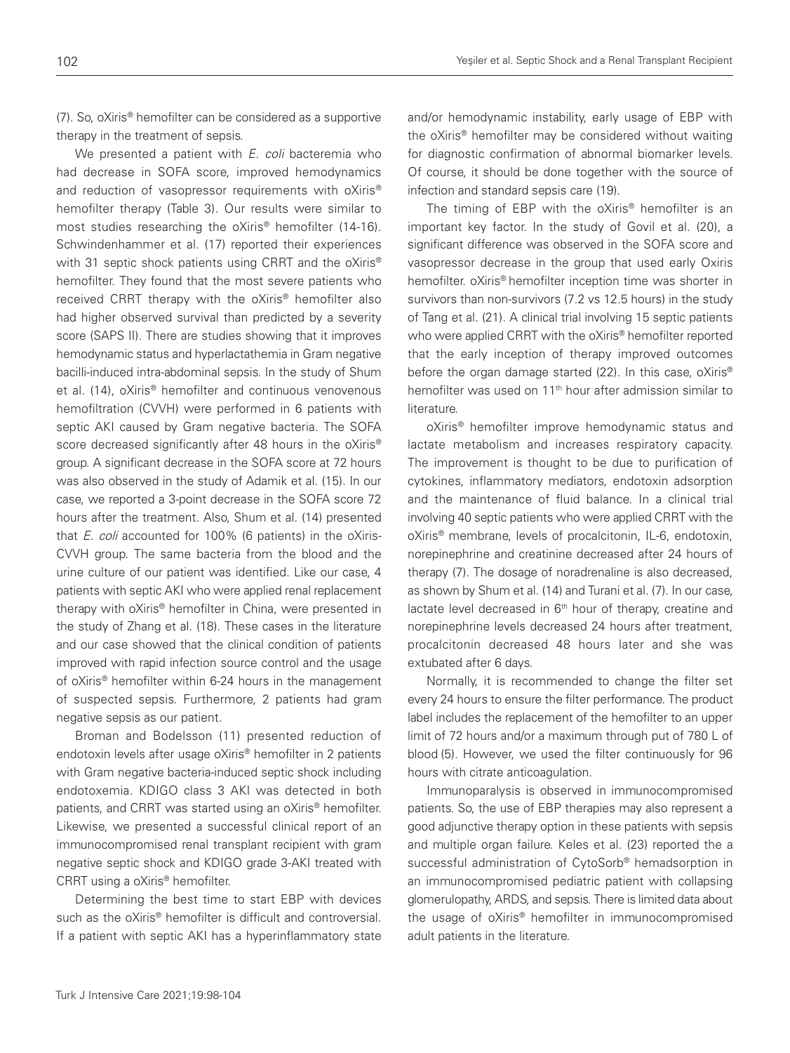(7). So, oXiris® hemofilter can be considered as a supportive therapy in the treatment of sepsis.

We presented a patient with *E. coli* bacteremia who had decrease in SOFA score, improved hemodynamics and reduction of vasopressor requirements with oXiris® hemofilter therapy (Table 3). Our results were similar to most studies researching the oXiris® hemofilter (14-16). Schwindenhammer et al. (17) reported their experiences with 31 septic shock patients using CRRT and the oXiris® hemofilter. They found that the most severe patients who received CRRT therapy with the oXiris® hemofilter also had higher observed survival than predicted by a severity score (SAPS II). There are studies showing that it improves hemodynamic status and hyperlactathemia in Gram negative bacilli-induced intra-abdominal sepsis. In the study of Shum et al. (14), oXiris® hemofilter and continuous venovenous hemofiltration (CVVH) were performed in 6 patients with septic AKI caused by Gram negative bacteria. The SOFA score decreased significantly after 48 hours in the oXiris® group. A significant decrease in the SOFA score at 72 hours was also observed in the study of Adamik et al. (15). In our case, we reported a 3-point decrease in the SOFA score 72 hours after the treatment. Also, Shum et al. (14) presented that *E. coli* accounted for 100% (6 patients) in the oXiris-CVVH group. The same bacteria from the blood and the urine culture of our patient was identified. Like our case, 4 patients with septic AKI who were applied renal replacement therapy with oXiris® hemofilter in China, were presented in the study of Zhang et al. (18). These cases in the literature and our case showed that the clinical condition of patients improved with rapid infection source control and the usage of oXiris® hemofilter within 6-24 hours in the management of suspected sepsis. Furthermore, 2 patients had gram negative sepsis as our patient.

Broman and Bodelsson (11) presented reduction of endotoxin levels after usage oXiris® hemofilter in 2 patients with Gram negative bacteria-induced septic shock including endotoxemia. KDIGO class 3 AKI was detected in both patients, and CRRT was started using an oXiris® hemofilter. Likewise, we presented a successful clinical report of an immunocompromised renal transplant recipient with gram negative septic shock and KDIGO grade 3-AKI treated with CRRT using a oXiris® hemofilter.

Determining the best time to start EBP with devices such as the oXiris® hemofilter is difficult and controversial. If a patient with septic AKI has a hyperinflammatory state and/or hemodynamic instability, early usage of EBP with the oXiris® hemofilter may be considered without waiting for diagnostic confirmation of abnormal biomarker levels. Of course, it should be done together with the source of infection and standard sepsis care (19).

The timing of EBP with the oXiris® hemofilter is an important key factor. In the study of Govil et al. (20), a significant difference was observed in the SOFA score and vasopressor decrease in the group that used early Oxiris hemofilter. oXiris® hemofilter inception time was shorter in survivors than non-survivors (7.2 vs 12.5 hours) in the study of Tang et al. (21). A clinical trial involving 15 septic patients who were applied CRRT with the oXiris® hemofilter reported that the early inception of therapy improved outcomes before the organ damage started (22). In this case, oXiris® hemofilter was used on 11th hour after admission similar to literature.

oXiris® hemofilter improve hemodynamic status and lactate metabolism and increases respiratory capacity. The improvement is thought to be due to purification of cytokines, inflammatory mediators, endotoxin adsorption and the maintenance of fluid balance. In a clinical trial involving 40 septic patients who were applied CRRT with the oXiris® membrane, levels of procalcitonin, IL-6, endotoxin, norepinephrine and creatinine decreased after 24 hours of therapy (7). The dosage of noradrenaline is also decreased, as shown by Shum et al. (14) and Turani et al. (7). In our case, lactate level decreased in 6th hour of therapy, creatine and norepinephrine levels decreased 24 hours after treatment, procalcitonin decreased 48 hours later and she was extubated after 6 days.

Normally, it is recommended to change the filter set every 24 hours to ensure the filter performance. The product label includes the replacement of the hemofilter to an upper limit of 72 hours and/or a maximum through put of 780 L of blood (5). However, we used the filter continuously for 96 hours with citrate anticoagulation.

Immunoparalysis is observed in immunocompromised patients. So, the use of EBP therapies may also represent a good adjunctive therapy option in these patients with sepsis and multiple organ failure. Keles et al. (23) reported the a successful administration of CytoSorb® hemadsorption in an immunocompromised pediatric patient with collapsing glomerulopathy, ARDS, and sepsis. There is limited data about the usage of oXiris® hemofilter in immunocompromised adult patients in the literature.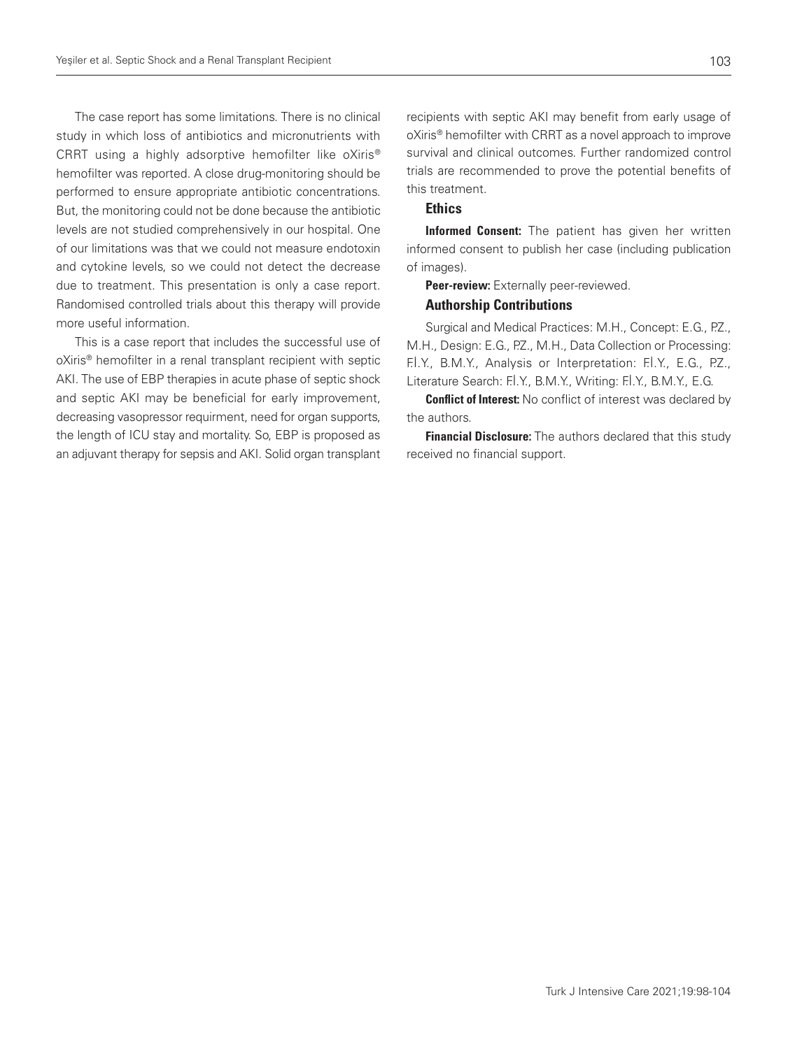The case report has some limitations. There is no clinical study in which loss of antibiotics and micronutrients with CRRT using a highly adsorptive hemofilter like oXiris® hemofilter was reported. A close drug-monitoring should be performed to ensure appropriate antibiotic concentrations. But, the monitoring could not be done because the antibiotic levels are not studied comprehensively in our hospital. One of our limitations was that we could not measure endotoxin and cytokine levels, so we could not detect the decrease due to treatment. This presentation is only a case report. Randomised controlled trials about this therapy will provide more useful information.

This is a case report that includes the successful use of oXiris® hemofilter in a renal transplant recipient with septic AKI. The use of EBP therapies in acute phase of septic shock and septic AKI may be beneficial for early improvement, decreasing vasopressor requirment, need for organ supports, the length of ICU stay and mortality. So, EBP is proposed as an adjuvant therapy for sepsis and AKI. Solid organ transplant recipients with septic AKI may benefit from early usage of oXiris® hemofilter with CRRT as a novel approach to improve survival and clinical outcomes. Further randomized control trials are recommended to prove the potential benefits of this treatment.

### Ethics

**Informed Consent:** The patient has given her written informed consent to publish her case (including publication of images).

**Peer-review:** Externally peer-reviewed.

### Authorship Contributions

Surgical and Medical Practices: M.H., Concept: E.G., P.Z., M.H., Design: E.G., P.Z., M.H., Data Collection or Processing: F.İ.Y., B.M.Y., Analysis or Interpretation: F.İ.Y., E.G., P.Z., Literature Search: F.İ.Y., B.M.Y., Writing: F.İ.Y., B.M.Y., E.G.

**Conflict of Interest:** No conflict of interest was declared by the authors.

**Financial Disclosure:** The authors declared that this study received no financial support.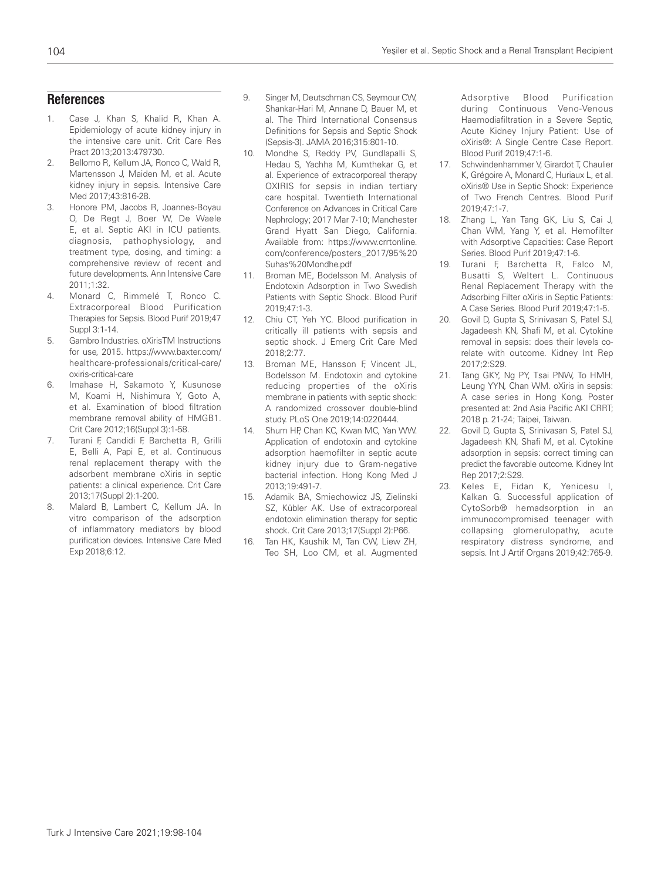## References

1. Case J, Khan S, Khalid R, Khan A. Epidemiology of acute kidney injury in the intensive care unit. Crit Care Res Pract 2013;2013:479730.
2. Bellomo R, Kellum JA, Ronco C, Wald R, Martensson J, Maiden M, et al. Acute kidney injury in sepsis. Intensive Care Med 2017;43:816-28.
3. Honore PM, Jacobs R, Joannes-Boyau O, De Regt J, Boer W, De Waele E, et al. Septic AKI in ICU patients. diagnosis, pathophysiology, and treatment type, dosing, and timing: a comprehensive review of recent and future developments. Ann Intensive Care 2011;1:32.
4. Monard C, Rimmelé T, Ronco C. Extracorporeal Blood Purification Therapies for Sepsis. Blood Purif 2019;47 Suppl 3:1-14.
5. Gambro Industries. oXirisTM Instructions for use, 2015. https://www.baxter.com/healthcare-professionals/critical-care/oxiris-critical-care
6. Imahase H, Sakamoto Y, Kusunose M, Koami H, Nishimura Y, Goto A, et al. Examination of blood filtration membrane removal ability of HMGB1. Crit Care 2012;16(Suppl 3):1-58.
7. Turani F, Candidi F, Barchetta R, Grilli E, Belli A, Papi E, et al. Continuous renal replacement therapy with the adsorbent membrane oXiris in septic patients: a clinical experience. Crit Care 2013;17(Suppl 2):1-200.
8. Malard B, Lambert C, Kellum JA. In vitro comparison of the adsorption of inflammatory mediators by blood purification devices. Intensive Care Med Exp 2018;6:12.
9. Singer M, Deutschman CS, Seymour CW, Shankar-Hari M, Annane D, Bauer M, et al. The Third International Consensus Definitions for Sepsis and Septic Shock (Sepsis-3). JAMA 2016;315:801-10.
10. Mondhe S, Reddy PV, Gundlapalli S, Hedau S, Yachha M, Kumthekar G, et al. Experience of extracorporeal therapy OXIRIS for sepsis in indian tertiary care hospital. Twentieth International Conference on Advances in Critical Care Nephrology; 2017 Mar 7-10; Manchester Grand Hyatt San Diego, California. Available from: https://www.crrtonline.com/conference/posters_2017/95%20Suhas%20Mondhe.pdf
11. Broman ME, Bodelsson M. Analysis of Endotoxin Adsorption in Two Swedish Patients with Septic Shock. Blood Purif 2019;47:1-3.
12. Chiu CT, Yeh YC. Blood purification in critically ill patients with sepsis and septic shock. J Emerg Crit Care Med 2018;2:77.
13. Broman ME, Hansson F, Vincent JL, Bodelsson M. Endotoxin and cytokine reducing properties of the oXiris membrane in patients with septic shock: A randomized crossover double-blind study. PLoS One 2019;14:0220444.
14. Shum HP, Chan KC, Kwan MC, Yan WW. Application of endotoxin and cytokine adsorption haemofilter in septic acute kidney injury due to Gram-negative bacterial infection. Hong Kong Med J 2013;19:491-7.
15. Adamik BA, Smiechowicz JS, Zielinski SZ, Kübler AK. Use of extracorporeal endotoxin elimination therapy for septic shock. Crit Care 2013;17(Suppl 2):P66.
16. Tan HK, Kaushik M, Tan CW, Liew ZH, Teo SH, Loo CM, et al. Augmented Adsorptive Blood Purification during Continuous Veno-Venous Haemodiafiltration in a Severe Septic, Acute Kidney Injury Patient: Use of oXiris®: A Single Centre Case Report. Blood Purif 2019;47:1-6.
17. Schwindenhammer V, Girardot T, Chaulier K, Grégoire A, Monard C, Huriaux L, et al. oXiris® Use in Septic Shock: Experience of Two French Centres. Blood Purif 2019;47:1-7.
18. Zhang L, Yan Tang GK, Liu S, Cai J, Chan WM, Yang Y, et al. Hemofilter with Adsorptive Capacities: Case Report Series. Blood Purif 2019;47:1-6.
19. Turani F, Barchetta R, Falco M, Busatti S, Weltert L. Continuous Renal Replacement Therapy with the Adsorbing Filter oXiris in Septic Patients: A Case Series. Blood Purif 2019;47:1-5.
20. Govil D, Gupta S, Srinivasan S, Patel SJ, Jagadeesh KN, Shafi M, et al. Cytokine removal in sepsis: does their levels co-relate with outcome. Kidney Int Rep 2017;2:S29.
21. Tang GKY, Ng PY, Tsai PNW, To HMH, Leung YYN, Chan WM. oXiris in sepsis: A case series in Hong Kong. Poster presented at: 2nd Asia Pacific AKI CRRT; 2018 p. 21-24; Taipei, Taiwan.
22. Govil D, Gupta S, Srinivasan S, Patel SJ, Jagadeesh KN, Shafi M, et al. Cytokine adsorption in sepsis: correct timing can predict the favorable outcome. Kidney Int Rep 2017;2:S29.
23. Keles E, Fidan K, Yenicesu I, Kalkan G. Successful application of CytoSorb® hemadsorption in an immunocompromised teenager with collapsing glomerulopathy, acute respiratory distress syndrome, and sepsis. Int J Artif Organs 2019;42:765-9.